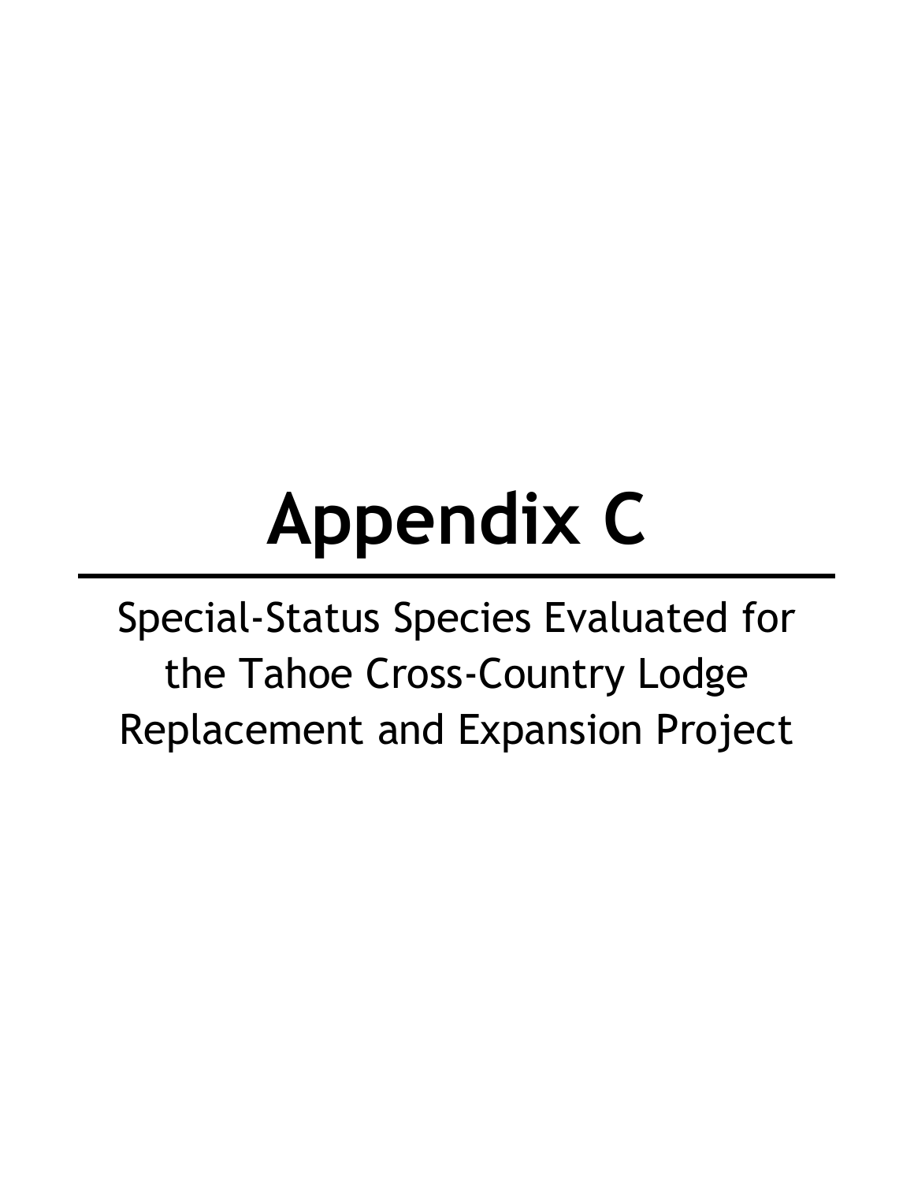# Appendix C

Special-Status Species Evaluated for the Tahoe Cross-Country Lodge Replacement and Expansion Project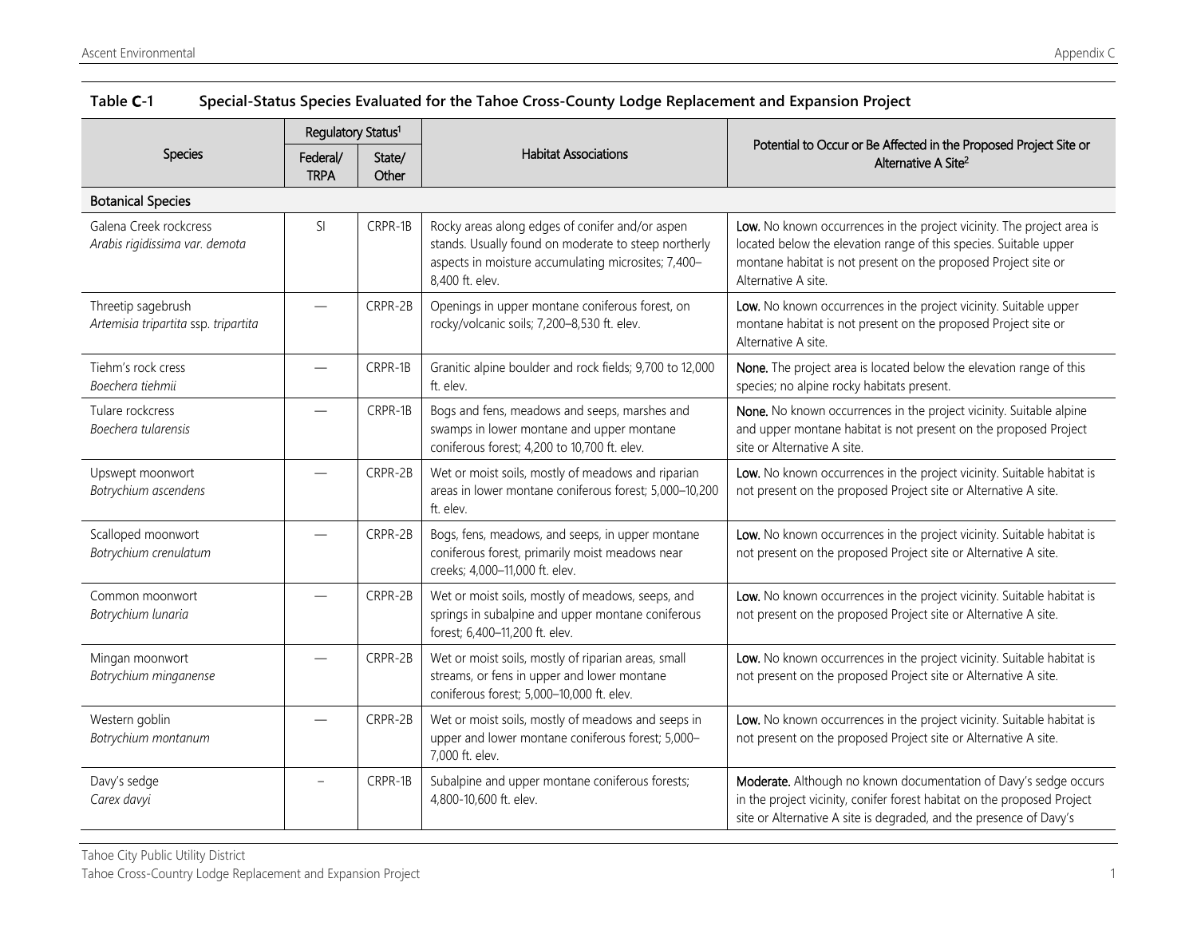**Table C-1 Special-Status Species Evaluated for the Tahoe Cross-County Lodge Replacement and Expansion Project**

| Species | Regulatory Status[1] | | Habitat Associations | Potential to Occur or Be Affected in the Proposed Project Site or Alternative A Site[2] |
|---|---|---|---|---|
| | Federal/ TRPA | State/ Other | | |
| **Botanical Species** | | | | |
| Galena Creek rockcress *Arabis rigidissima var. demota* | SI | CRPR-1B | Rocky areas along edges of conifer and/or aspen stands. Usually found on moderate to steep northerly aspects in moisture accumulating microsites; 7,400–8,400 ft. elev. | **Low.** No known occurrences in the project vicinity. The project area is located below the elevation range of this species. Suitable upper montane habitat is not present on the proposed Project site or Alternative A site. |
| Threetip sagebrush *Artemisia tripartita ssp. tripartita* | — | CRPR-2B | Openings in upper montane coniferous forest, on rocky/volcanic soils; 7,200–8,530 ft. elev. | **Low.** No known occurrences in the project vicinity. Suitable upper montane habitat is not present on the proposed Project site or Alternative A site. |
| Tiehm's rock cress *Boechera tiehmii* | — | CRPR-1B | Granitic alpine boulder and rock fields; 9,700 to 12,000 ft. elev. | **None.** The project area is located below the elevation range of this species; no alpine rocky habitats present. |
| Tulare rockcress *Boechera tularensis* | — | CRPR-1B | Bogs and fens, meadows and seeps, marshes and swamps in lower montane and upper montane coniferous forest; 4,200 to 10,700 ft. elev. | **None.** No known occurrences in the project vicinity. Suitable alpine and upper montane habitat is not present on the proposed Project site or Alternative A site. |
| Upswept moonwort *Botrychium ascendens* | — | CRPR-2B | Wet or moist soils, mostly of meadows and riparian areas in lower montane coniferous forest; 5,000–10,200 ft. elev. | **Low.** No known occurrences in the project vicinity. Suitable habitat is not present on the proposed Project site or Alternative A site. |
| Scalloped moonwort *Botrychium crenulatum* | — | CRPR-2B | Bogs, fens, meadows, and seeps, in upper montane coniferous forest, primarily moist meadows near creeks; 4,000–11,000 ft. elev. | **Low.** No known occurrences in the project vicinity. Suitable habitat is not present on the proposed Project site or Alternative A site. |
| Common moonwort *Botrychium lunaria* | — | CRPR-2B | Wet or moist soils, mostly of meadows, seeps, and springs in subalpine and upper montane coniferous forest; 6,400–11,200 ft. elev. | **Low.** No known occurrences in the project vicinity. Suitable habitat is not present on the proposed Project site or Alternative A site. |
| Mingan moonwort *Botrychium minganense* | — | CRPR-2B | Wet or moist soils, mostly of riparian areas, small streams, or fens in upper and lower montane coniferous forest; 5,000–10,000 ft. elev. | **Low.** No known occurrences in the project vicinity. Suitable habitat is not present on the proposed Project site or Alternative A site. |
| Western goblin *Botrychium montanum* | — | CRPR-2B | Wet or moist soils, mostly of meadows and seeps in upper and lower montane coniferous forest; 5,000–7,000 ft. elev. | **Low.** No known occurrences in the project vicinity. Suitable habitat is not present on the proposed Project site or Alternative A site. |
| Davy's sedge *Carex davyi* | – | CRPR-1B | Subalpine and upper montane coniferous forests; 4,800-10,600 ft. elev. | **Moderate.** Although no known documentation of Davy's sedge occurs in the project vicinity, conifer forest habitat on the proposed Project site or Alternative A site is degraded, and the presence of Davy's |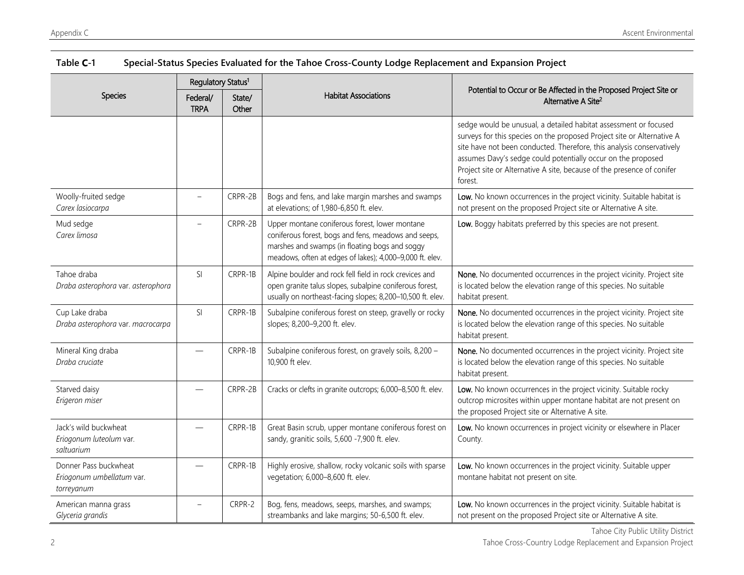**Table C-1 Special-Status Species Evaluated for the Tahoe Cross-County Lodge Replacement and Expansion Project**

| Species | Regulatory Status[1] | | Habitat Associations | Potential to Occur or Be Affected in the Proposed Project Site or Alternative A Site[2] |
|---|---|---|---|---|
| | Federal/ TRPA | State/ Other | | |
| | | | | sedge would be unusual, a detailed habitat assessment or focused surveys for this species on the proposed Project site or Alternative A site have not been conducted. Therefore, this analysis conservatively assumes Davy's sedge could potentially occur on the proposed Project site or Alternative A site, because of the presence of conifer forest. |
| Woolly-fruited sedge *Carex lasiocarpa* | – | CRPR-2B | Bogs and fens, and lake margin marshes and swamps at elevations; of 1,980-6,850 ft. elev. | **Low.** No known occurrences in the project vicinity. Suitable habitat is not present on the proposed Project site or Alternative A site. |
| Mud sedge *Carex limosa* | – | CRPR-2B | Upper montane coniferous forest, lower montane coniferous forest, bogs and fens, meadows and seeps, marshes and swamps (in floating bogs and soggy meadows, often at edges of lakes); 4,000–9,000 ft. elev. | **Low.** Boggy habitats preferred by this species are not present. |
| Tahoe draba *Draba asterophora* var. *asterophora* | SI | CRPR-1B | Alpine boulder and rock fell field in rock crevices and open granite talus slopes, subalpine coniferous forest, usually on northeast-facing slopes; 8,200–10,500 ft. elev. | **None.** No documented occurrences in the project vicinity. Project site is located below the elevation range of this species. No suitable habitat present. |
| Cup Lake draba *Draba asterophora* var. *macrocarpa* | SI | CRPR-1B | Subalpine coniferous forest on steep, gravelly or rocky slopes; 8,200–9,200 ft. elev. | **None.** No documented occurrences in the project vicinity. Project site is located below the elevation range of this species. No suitable habitat present. |
| Mineral King draba *Draba cruciate* | — | CRPR-1B | Subalpine coniferous forest, on gravely soils, 8,200 – 10,900 ft elev. | **None.** No documented occurrences in the project vicinity. Project site is located below the elevation range of this species. No suitable habitat present. |
| Starved daisy *Erigeron miser* | — | CRPR-2B | Cracks or clefts in granite outcrops; 6,000–8,500 ft. elev. | **Low.** No known occurrences in the project vicinity. Suitable rocky outcrop microsites within upper montane habitat are not present on the proposed Project site or Alternative A site. |
| Jack's wild buckwheat *Eriogonum luteolum* var. *saltuarium* | — | CRPR-1B | Great Basin scrub, upper montane coniferous forest on sandy, granitic soils, 5,600 -7,900 ft. elev. | **Low.** No known occurrences in project vicinity or elsewhere in Placer County. |
| Donner Pass buckwheat *Eriogonum umbellatum* var. *torreyanum* | — | CRPR-1B | Highly erosive, shallow, rocky volcanic soils with sparse vegetation; 6,000–8,600 ft. elev. | **Low.** No known occurrences in the project vicinity. Suitable upper montane habitat not present on site. |
| American manna grass *Glyceria grandis* | – | CRPR-2 | Bog, fens, meadows, seeps, marshes, and swamps; streambanks and lake margins; 50-6,500 ft. elev. | **Low.** No known occurrences in the project vicinity. Suitable habitat is not present on the proposed Project site or Alternative A site. |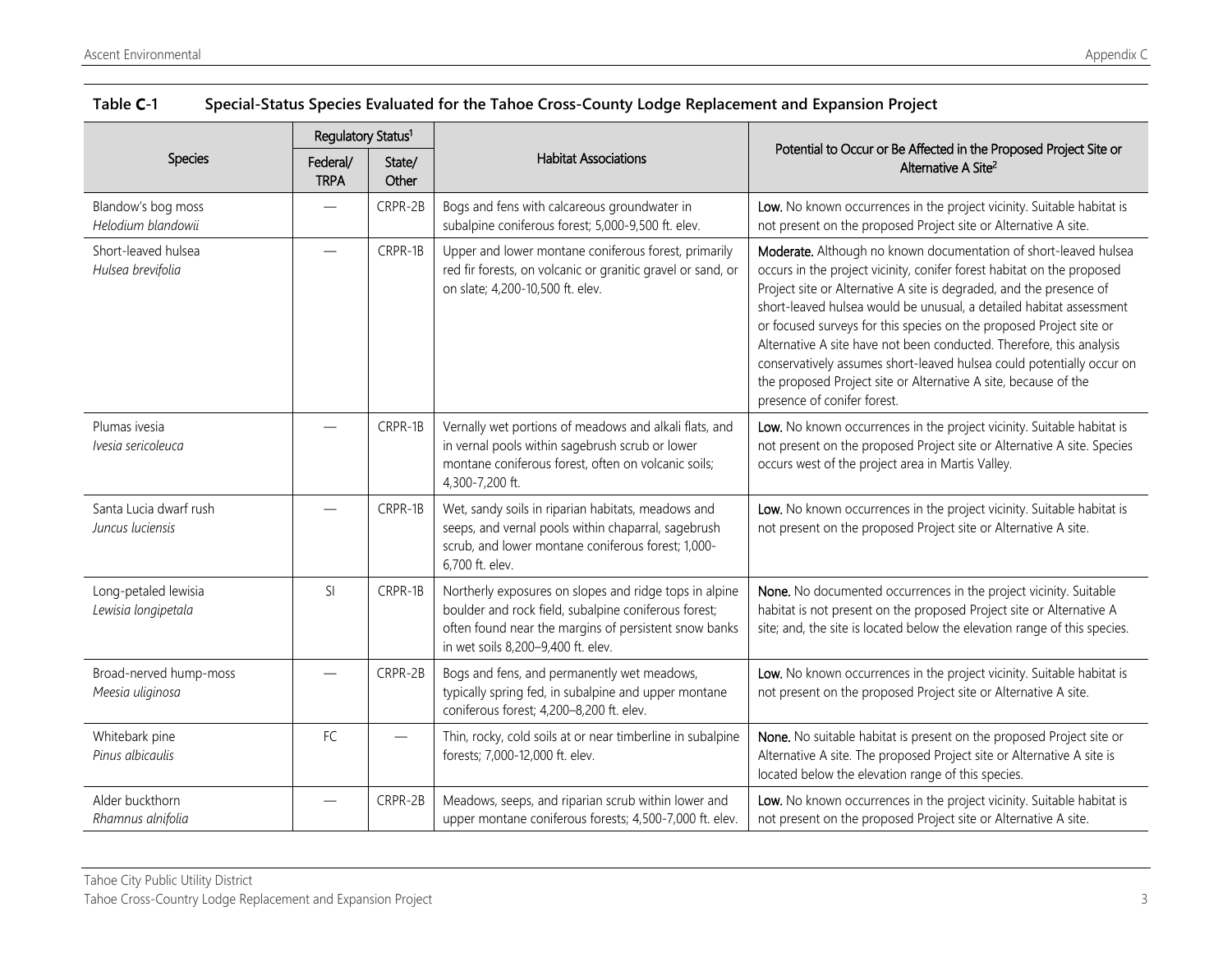**Table C-1 Special-Status Species Evaluated for the Tahoe Cross-County Lodge Replacement and Expansion Project**

| Species | Regulatory Status[1] | | Habitat Associations | Potential to Occur or Be Affected in the Proposed Project Site or Alternative A Site[2] |
|---|---|---|---|---|
| | Federal/ TRPA | State/ Other | | |
| Blandow's bog moss *Helodium blandowii* | — | CRPR-2B | Bogs and fens with calcareous groundwater in subalpine coniferous forest; 5,000-9,500 ft. elev. | **Low.** No known occurrences in the project vicinity. Suitable habitat is not present on the proposed Project site or Alternative A site. |
| Short-leaved hulsea *Hulsea brevifolia* | — | CRPR-1B | Upper and lower montane coniferous forest, primarily red fir forests, on volcanic or granitic gravel or sand, or on slate; 4,200-10,500 ft. elev. | **Moderate.** Although no known documentation of short-leaved hulsea occurs in the project vicinity, conifer forest habitat on the proposed Project site or Alternative A site is degraded, and the presence of short-leaved hulsea would be unusual, a detailed habitat assessment or focused surveys for this species on the proposed Project site or Alternative A site have not been conducted. Therefore, this analysis conservatively assumes short-leaved hulsea could potentially occur on the proposed Project site or Alternative A site, because of the presence of conifer forest. |
| Plumas ivesia *Ivesia sericoleuca* | — | CRPR-1B | Vernally wet portions of meadows and alkali flats, and in vernal pools within sagebrush scrub or lower montane coniferous forest, often on volcanic soils; 4,300-7,200 ft. | **Low.** No known occurrences in the project vicinity. Suitable habitat is not present on the proposed Project site or Alternative A site. Species occurs west of the project area in Martis Valley. |
| Santa Lucia dwarf rush *Juncus luciensis* | — | CRPR-1B | Wet, sandy soils in riparian habitats, meadows and seeps, and vernal pools within chaparral, sagebrush scrub, and lower montane coniferous forest; 1,000-6,700 ft. elev. | **Low.** No known occurrences in the project vicinity. Suitable habitat is not present on the proposed Project site or Alternative A site. |
| Long-petaled lewisia *Lewisia longipetala* | SI | CRPR-1B | Northerly exposures on slopes and ridge tops in alpine boulder and rock field, subalpine coniferous forest; often found near the margins of persistent snow banks in wet soils 8,200–9,400 ft. elev. | **None.** No documented occurrences in the project vicinity. Suitable habitat is not present on the proposed Project site or Alternative A site; and, the site is located below the elevation range of this species. |
| Broad-nerved hump-moss *Meesia uliginosa* | — | CRPR-2B | Bogs and fens, and permanently wet meadows, typically spring fed, in subalpine and upper montane coniferous forest; 4,200–8,200 ft. elev. | **Low.** No known occurrences in the project vicinity. Suitable habitat is not present on the proposed Project site or Alternative A site. |
| Whitebark pine *Pinus albicaulis* | FC | — | Thin, rocky, cold soils at or near timberline in subalpine forests; 7,000-12,000 ft. elev. | **None.** No suitable habitat is present on the proposed Project site or Alternative A site. The proposed Project site or Alternative A site is located below the elevation range of this species. |
| Alder buckthorn *Rhamnus alnifolia* | — | CRPR-2B | Meadows, seeps, and riparian scrub within lower and upper montane coniferous forests; 4,500-7,000 ft. elev. | **Low.** No known occurrences in the project vicinity. Suitable habitat is not present on the proposed Project site or Alternative A site. |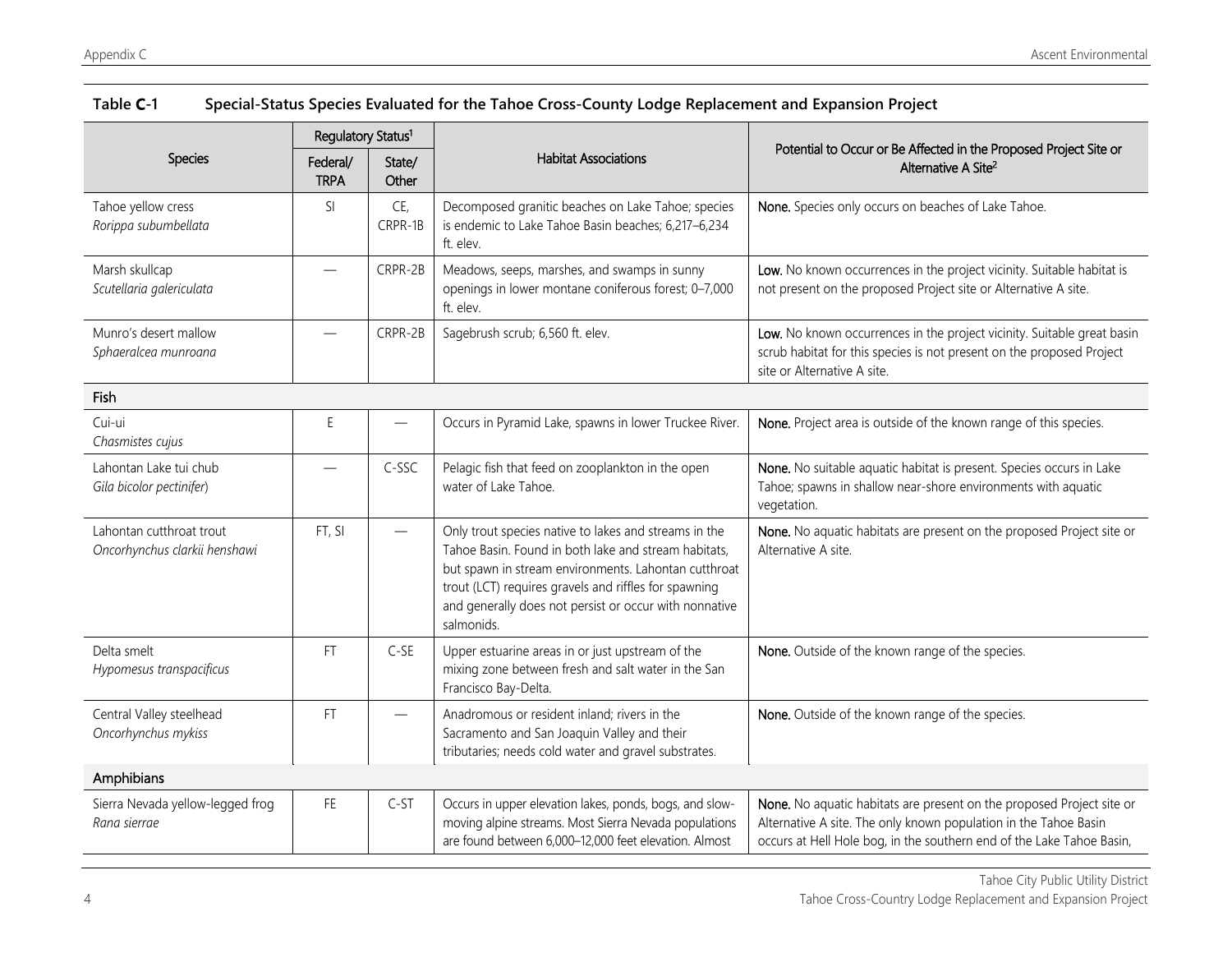**Table C-1 Special-Status Species Evaluated for the Tahoe Cross-County Lodge Replacement and Expansion Project**

| Species | Regulatory Status[1] | | Habitat Associations | Potential to Occur or Be Affected in the Proposed Project Site or Alternative A Site[2] |
|---|---|---|---|---|
| | Federal/ TRPA | State/ Other | | |
| Tahoe yellow cress *Rorippa subumbellata* | SI | CE, CRPR-1B | Decomposed granitic beaches on Lake Tahoe; species is endemic to Lake Tahoe Basin beaches; 6,217–6,234 ft. elev. | **None.** Species only occurs on beaches of Lake Tahoe. |
| Marsh skullcap *Scutellaria galericulata* | — | CRPR-2B | Meadows, seeps, marshes, and swamps in sunny openings in lower montane coniferous forest; 0–7,000 ft. elev. | **Low.** No known occurrences in the project vicinity. Suitable habitat is not present on the proposed Project site or Alternative A site. |
| Munro's desert mallow *Sphaeralcea munroana* | — | CRPR-2B | Sagebrush scrub; 6,560 ft. elev. | **Low.** No known occurrences in the project vicinity. Suitable great basin scrub habitat for this species is not present on the proposed Project site or Alternative A site. |
| **Fish** | | | | |
| Cui-ui *Chasmistes cujus* | E | — | Occurs in Pyramid Lake, spawns in lower Truckee River. | **None.** Project area is outside of the known range of this species. |
| Lahontan Lake tui chub *Gila bicolor pectinifer*) | — | C-SSC | Pelagic fish that feed on zooplankton in the open water of Lake Tahoe. | **None.** No suitable aquatic habitat is present. Species occurs in Lake Tahoe; spawns in shallow near-shore environments with aquatic vegetation. |
| Lahontan cutthroat trout *Oncorhynchus clarkii henshawi* | FT, SI | — | Only trout species native to lakes and streams in the Tahoe Basin. Found in both lake and stream habitats, but spawn in stream environments. Lahontan cutthroat trout (LCT) requires gravels and riffles for spawning and generally does not persist or occur with nonnative salmonids. | **None.** No aquatic habitats are present on the proposed Project site or Alternative A site. |
| Delta smelt *Hypomesus transpacificus* | FT | C-SE | Upper estuarine areas in or just upstream of the mixing zone between fresh and salt water in the San Francisco Bay-Delta. | **None.** Outside of the known range of the species. |
| Central Valley steelhead *Oncorhynchus mykiss* | FT | — | Anadromous or resident inland; rivers in the Sacramento and San Joaquin Valley and their tributaries; needs cold water and gravel substrates. | **None.** Outside of the known range of the species. |
| **Amphibians** | | | | |
| Sierra Nevada yellow-legged frog *Rana sierrae* | FE | C-ST | Occurs in upper elevation lakes, ponds, bogs, and slow-moving alpine streams. Most Sierra Nevada populations are found between 6,000–12,000 feet elevation. Almost | **None.** No aquatic habitats are present on the proposed Project site or Alternative A site. The only known population in the Tahoe Basin occurs at Hell Hole bog, in the southern end of the Lake Tahoe Basin, |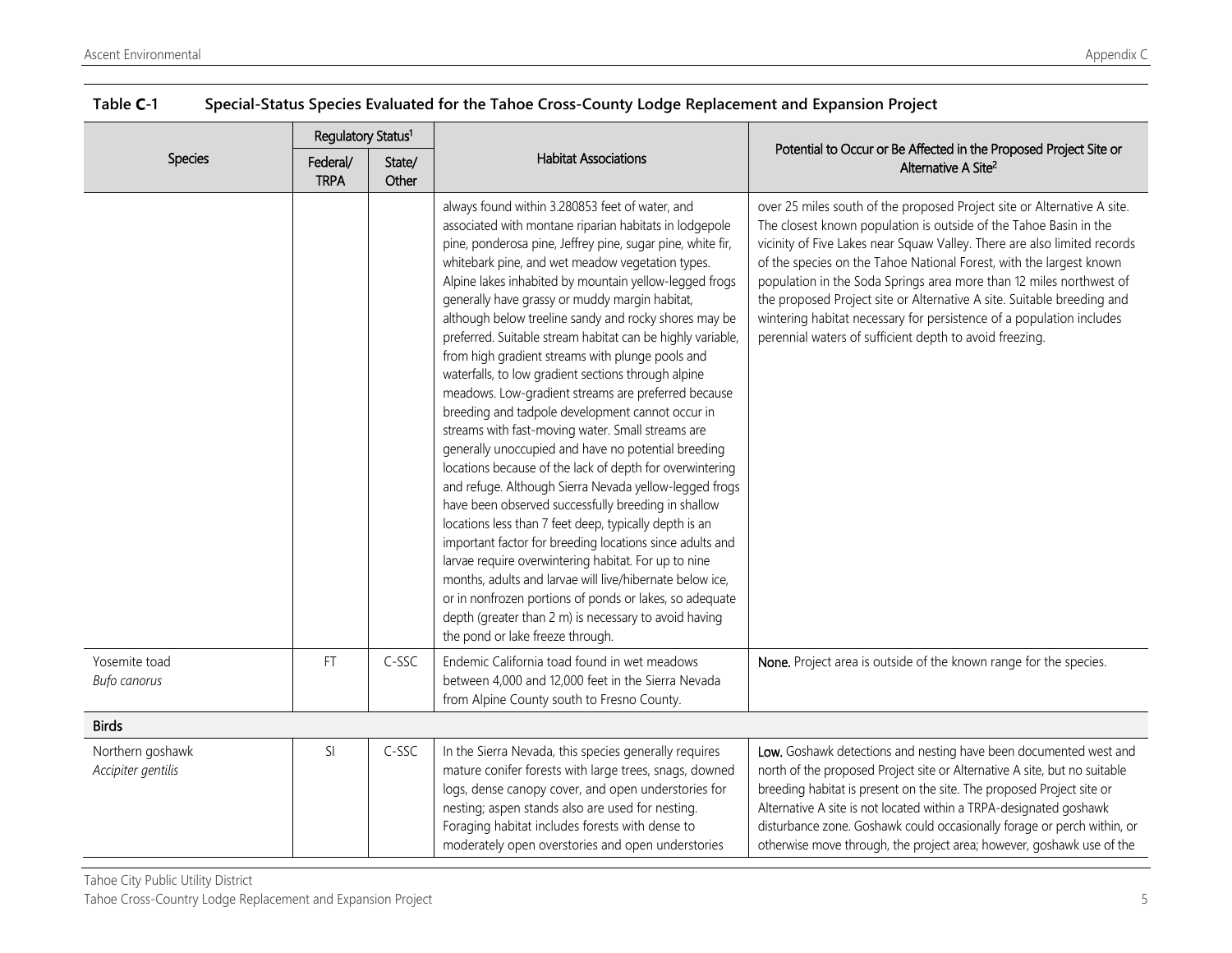**Table C-1 Special-Status Species Evaluated for the Tahoe Cross-County Lodge Replacement and Expansion Project**

| Species | Regulatory Status[1] | | Habitat Associations | Potential to Occur or Be Affected in the Proposed Project Site or Alternative A Site[2] |
|---|---|---|---|---|
| | Federal/ TRPA | State/ Other | | |
| | | | always found within 3.280853 feet of water, and associated with montane riparian habitats in lodgepole pine, ponderosa pine, Jeffrey pine, sugar pine, white fir, whitebark pine, and wet meadow vegetation types. Alpine lakes inhabited by mountain yellow-legged frogs generally have grassy or muddy margin habitat, although below treeline sandy and rocky shores may be preferred. Suitable stream habitat can be highly variable, from high gradient streams with plunge pools and waterfalls, to low gradient sections through alpine meadows. Low-gradient streams are preferred because breeding and tadpole development cannot occur in streams with fast-moving water. Small streams are generally unoccupied and have no potential breeding locations because of the lack of depth for overwintering and refuge. Although Sierra Nevada yellow-legged frogs have been observed successfully breeding in shallow locations less than 7 feet deep, typically depth is an important factor for breeding locations since adults and larvae require overwintering habitat. For up to nine months, adults and larvae will live/hibernate below ice, or in nonfrozen portions of ponds or lakes, so adequate depth (greater than 2 m) is necessary to avoid having the pond or lake freeze through. | over 25 miles south of the proposed Project site or Alternative A site. The closest known population is outside of the Tahoe Basin in the vicinity of Five Lakes near Squaw Valley. There are also limited records of the species on the Tahoe National Forest, with the largest known population in the Soda Springs area more than 12 miles northwest of the proposed Project site or Alternative A site. Suitable breeding and wintering habitat necessary for persistence of a population includes perennial waters of sufficient depth to avoid freezing. |
| Yosemite toad *Bufo canorus* | FT | C-SSC | Endemic California toad found in wet meadows between 4,000 and 12,000 feet in the Sierra Nevada from Alpine County south to Fresno County. | **None.** Project area is outside of the known range for the species. |
| **Birds** | | | | |
| Northern goshawk *Accipiter gentilis* | SI | C-SSC | In the Sierra Nevada, this species generally requires mature conifer forests with large trees, snags, downed logs, dense canopy cover, and open understories for nesting; aspen stands also are used for nesting. Foraging habitat includes forests with dense to moderately open overstories and open understories | **Low.** Goshawk detections and nesting have been documented west and north of the proposed Project site or Alternative A site, but no suitable breeding habitat is present on the site. The proposed Project site or Alternative A site is not located within a TRPA-designated goshawk disturbance zone. Goshawk could occasionally forage or perch within, or otherwise move through, the project area; however, goshawk use of the |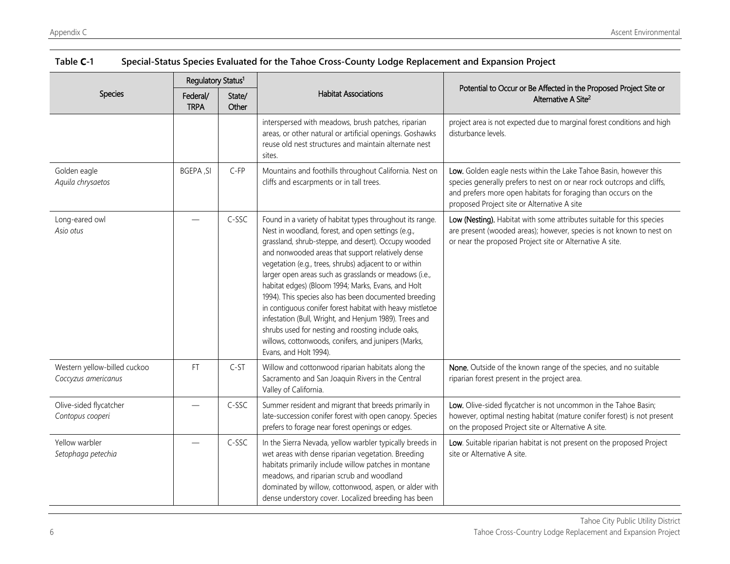**Table C-1 Special-Status Species Evaluated for the Tahoe Cross-County Lodge Replacement and Expansion Project**

| Species | Regulatory Status[1] | | Habitat Associations | Potential to Occur or Be Affected in the Proposed Project Site or Alternative A Site[2] |
|---|---|---|---|---|
| | Federal/ TRPA | State/ Other | | |
| | | | interspersed with meadows, brush patches, riparian areas, or other natural or artificial openings. Goshawks reuse old nest structures and maintain alternate nest sites. | project area is not expected due to marginal forest conditions and high disturbance levels. |
| Golden eagle *Aquila chrysaetos* | BGEPA ,SI | C-FP | Mountains and foothills throughout California. Nest on cliffs and escarpments or in tall trees. | **Low.** Golden eagle nests within the Lake Tahoe Basin, however this species generally prefers to nest on or near rock outcrops and cliffs, and prefers more open habitats for foraging than occurs on the proposed Project site or Alternative A site |
| Long-eared owl *Asio otus* | — | C-SSC | Found in a variety of habitat types throughout its range. Nest in woodland, forest, and open settings (e.g., grassland, shrub-steppe, and desert). Occupy wooded and nonwooded areas that support relatively dense vegetation (e.g., trees, shrubs) adjacent to or within larger open areas such as grasslands or meadows (i.e., habitat edges) (Bloom 1994; Marks, Evans, and Holt 1994). This species also has been documented breeding in contiguous conifer forest habitat with heavy mistletoe infestation (Bull, Wright, and Henjum 1989). Trees and shrubs used for nesting and roosting include oaks, willows, cottonwoods, conifers, and junipers (Marks, Evans, and Holt 1994). | **Low (Nesting).** Habitat with some attributes suitable for this species are present (wooded areas); however, species is not known to nest on or near the proposed Project site or Alternative A site. |
| Western yellow-billed cuckoo *Coccyzus americanus* | FT | C-ST | Willow and cottonwood riparian habitats along the Sacramento and San Joaquin Rivers in the Central Valley of California. | **None.** Outside of the known range of the species, and no suitable riparian forest present in the project area. |
| Olive-sided flycatcher *Contopus cooperi* | — | C-SSC | Summer resident and migrant that breeds primarily in late-succession conifer forest with open canopy. Species prefers to forage near forest openings or edges. | **Low.** Olive-sided flycatcher is not uncommon in the Tahoe Basin; however, optimal nesting habitat (mature conifer forest) is not present on the proposed Project site or Alternative A site. |
| Yellow warbler *Setophaga petechia* | — | C-SSC | In the Sierra Nevada, yellow warbler typically breeds in wet areas with dense riparian vegetation. Breeding habitats primarily include willow patches in montane meadows, and riparian scrub and woodland dominated by willow, cottonwood, aspen, or alder with dense understory cover. Localized breeding has been | **Low**. Suitable riparian habitat is not present on the proposed Project site or Alternative A site. |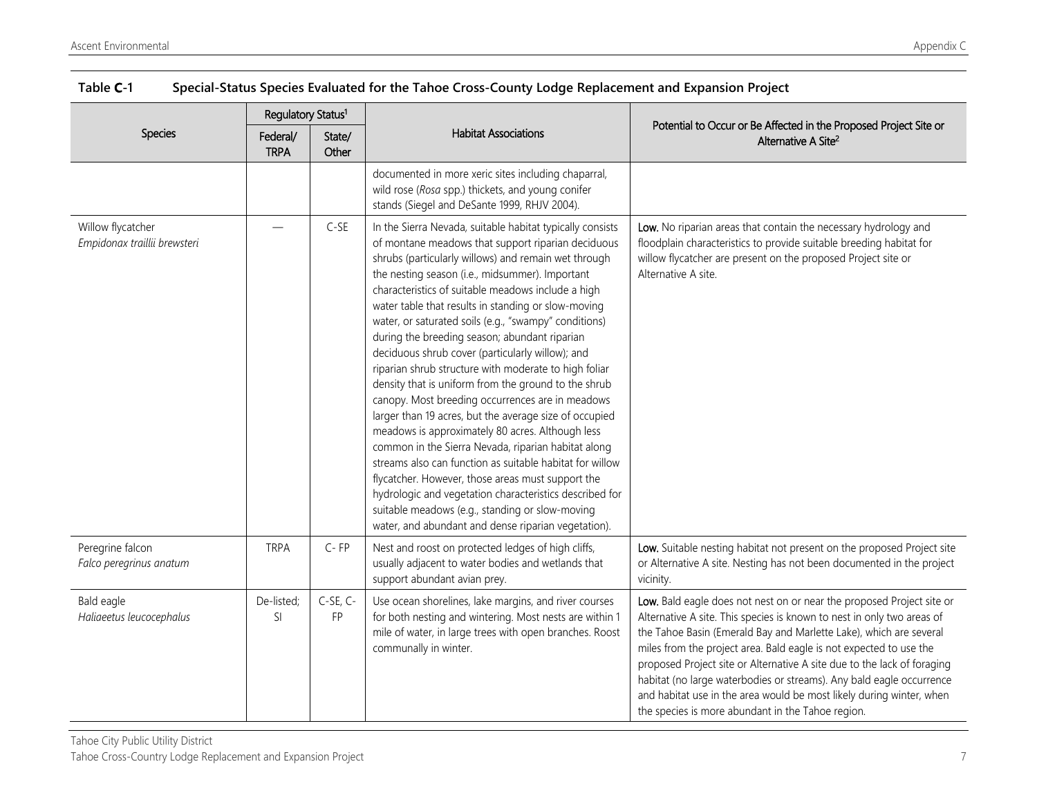**Table C-1 Special-Status Species Evaluated for the Tahoe Cross-County Lodge Replacement and Expansion Project**

| Species | Regulatory Status[1] | | Habitat Associations | Potential to Occur or Be Affected in the Proposed Project Site or Alternative A Site[2] |
|---|---|---|---|---|
| | Federal/ TRPA | State/ Other | | |
| | | | documented in more xeric sites including chaparral, wild rose (*Rosa* spp.) thickets, and young conifer stands (Siegel and DeSante 1999, RHJV 2004). | |
| Willow flycatcher *Empidonax traillii brewsteri* | — | C-SE | In the Sierra Nevada, suitable habitat typically consists of montane meadows that support riparian deciduous shrubs (particularly willows) and remain wet through the nesting season (i.e., midsummer). Important characteristics of suitable meadows include a high water table that results in standing or slow-moving water, or saturated soils (e.g., "swampy" conditions) during the breeding season; abundant riparian deciduous shrub cover (particularly willow); and riparian shrub structure with moderate to high foliar density that is uniform from the ground to the shrub canopy. Most breeding occurrences are in meadows larger than 19 acres, but the average size of occupied meadows is approximately 80 acres. Although less common in the Sierra Nevada, riparian habitat along streams also can function as suitable habitat for willow flycatcher. However, those areas must support the hydrologic and vegetation characteristics described for suitable meadows (e.g., standing or slow-moving water, and abundant and dense riparian vegetation). | **Low.** No riparian areas that contain the necessary hydrology and floodplain characteristics to provide suitable breeding habitat for willow flycatcher are present on the proposed Project site or Alternative A site. |
| Peregrine falcon *Falco peregrinus anatum* | TRPA | C- FP | Nest and roost on protected ledges of high cliffs, usually adjacent to water bodies and wetlands that support abundant avian prey. | **Low.** Suitable nesting habitat not present on the proposed Project site or Alternative A site. Nesting has not been documented in the project vicinity. |
| Bald eagle *Haliaeetus leucocephalus* | De-listed; SI | C-SE, C-FP | Use ocean shorelines, lake margins, and river courses for both nesting and wintering. Most nests are within 1 mile of water, in large trees with open branches. Roost communally in winter. | **Low.** Bald eagle does not nest on or near the proposed Project site or Alternative A site. This species is known to nest in only two areas of the Tahoe Basin (Emerald Bay and Marlette Lake), which are several miles from the project area. Bald eagle is not expected to use the proposed Project site or Alternative A site due to the lack of foraging habitat (no large waterbodies or streams). Any bald eagle occurrence and habitat use in the area would be most likely during winter, when the species is more abundant in the Tahoe region. |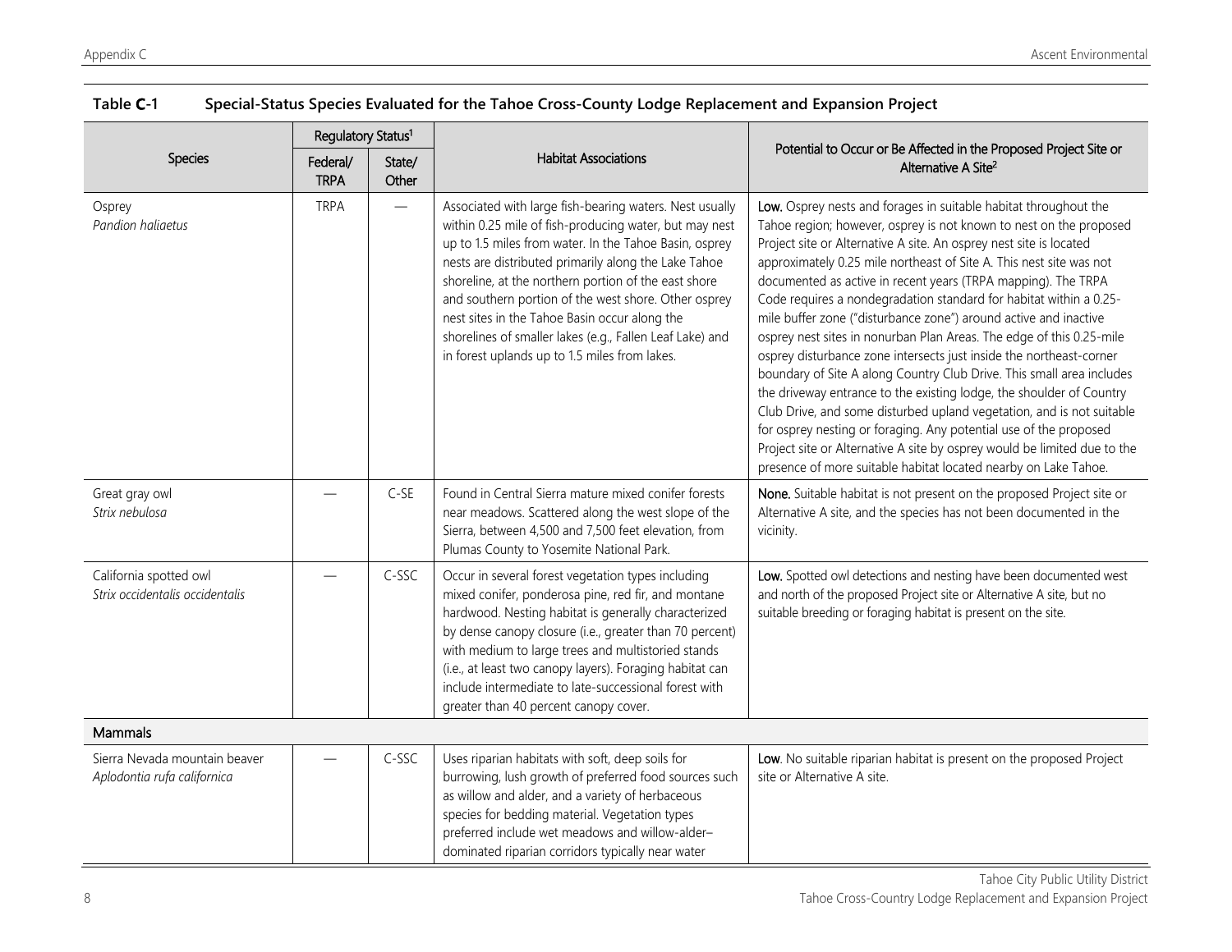**Table C-1 Special-Status Species Evaluated for the Tahoe Cross-County Lodge Replacement and Expansion Project**

| Species | Regulatory Status[1] | | Habitat Associations | Potential to Occur or Be Affected in the Proposed Project Site or Alternative A Site[2] |
|---|---|---|---|---|
| | Federal/ TRPA | State/ Other | | |
| Osprey *Pandion haliaetus* | TRPA | — | Associated with large fish-bearing waters. Nest usually within 0.25 mile of fish-producing water, but may nest up to 1.5 miles from water. In the Tahoe Basin, osprey nests are distributed primarily along the Lake Tahoe shoreline, at the northern portion of the east shore and southern portion of the west shore. Other osprey nest sites in the Tahoe Basin occur along the shorelines of smaller lakes (e.g., Fallen Leaf Lake) and in forest uplands up to 1.5 miles from lakes. | **Low.** Osprey nests and forages in suitable habitat throughout the Tahoe region; however, osprey is not known to nest on the proposed Project site or Alternative A site. An osprey nest site is located approximately 0.25 mile northeast of Site A. This nest site was not documented as active in recent years (TRPA mapping). The TRPA Code requires a nondegradation standard for habitat within a 0.25-mile buffer zone ("disturbance zone") around active and inactive osprey nest sites in nonurban Plan Areas. The edge of this 0.25-mile osprey disturbance zone intersects just inside the northeast-corner boundary of Site A along Country Club Drive. This small area includes the driveway entrance to the existing lodge, the shoulder of Country Club Drive, and some disturbed upland vegetation, and is not suitable for osprey nesting or foraging. Any potential use of the proposed Project site or Alternative A site by osprey would be limited due to the presence of more suitable habitat located nearby on Lake Tahoe. |
| Great gray owl *Strix nebulosa* | — | C-SE | Found in Central Sierra mature mixed conifer forests near meadows. Scattered along the west slope of the Sierra, between 4,500 and 7,500 feet elevation, from Plumas County to Yosemite National Park. | **None.** Suitable habitat is not present on the proposed Project site or Alternative A site, and the species has not been documented in the vicinity. |
| California spotted owl *Strix occidentalis occidentalis* | — | C-SSC | Occur in several forest vegetation types including mixed conifer, ponderosa pine, red fir, and montane hardwood. Nesting habitat is generally characterized by dense canopy closure (i.e., greater than 70 percent) with medium to large trees and multistoried stands (i.e., at least two canopy layers). Foraging habitat can include intermediate to late-successional forest with greater than 40 percent canopy cover. | **Low.** Spotted owl detections and nesting have been documented west and north of the proposed Project site or Alternative A site, but no suitable breeding or foraging habitat is present on the site. |
| **Mammals** | | | | |
| Sierra Nevada mountain beaver *Aplodontia rufa californica* | — | C-SSC | Uses riparian habitats with soft, deep soils for burrowing, lush growth of preferred food sources such as willow and alder, and a variety of herbaceous species for bedding material. Vegetation types preferred include wet meadows and willow-alder–dominated riparian corridors typically near water | **Low**. No suitable riparian habitat is present on the proposed Project site or Alternative A site. |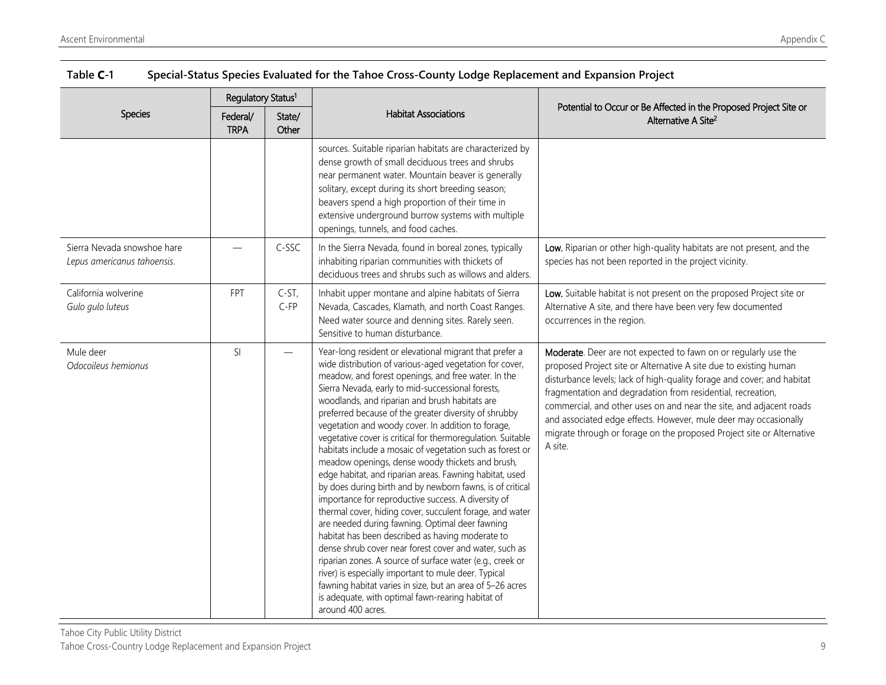**Table C-1 Special-Status Species Evaluated for the Tahoe Cross-County Lodge Replacement and Expansion Project**

| Species | Regulatory Status[1] | | Habitat Associations | Potential to Occur or Be Affected in the Proposed Project Site or Alternative A Site[2] |
|---|---|---|---|---|
| | Federal/ TRPA | State/ Other | | |
| | | | sources. Suitable riparian habitats are characterized by dense growth of small deciduous trees and shrubs near permanent water. Mountain beaver is generally solitary, except during its short breeding season; beavers spend a high proportion of their time in extensive underground burrow systems with multiple openings, tunnels, and food caches. | |
| Sierra Nevada snowshoe hare *Lepus americanus tahoensis*. | — | C-SSC | In the Sierra Nevada, found in boreal zones, typically inhabiting riparian communities with thickets of deciduous trees and shrubs such as willows and alders. | **Low.** Riparian or other high-quality habitats are not present, and the species has not been reported in the project vicinity. |
| California wolverine *Gulo gulo luteus* | FPT | C-ST, C-FP | Inhabit upper montane and alpine habitats of Sierra Nevada, Cascades, Klamath, and north Coast Ranges. Need water source and denning sites. Rarely seen. Sensitive to human disturbance. | **Low.** Suitable habitat is not present on the proposed Project site or Alternative A site, and there have been very few documented occurrences in the region. |
| Mule deer *Odocoileus hemionus* | SI | — | Year-long resident or elevational migrant that prefer a wide distribution of various-aged vegetation for cover, meadow, and forest openings, and free water. In the Sierra Nevada, early to mid-successional forests, woodlands, and riparian and brush habitats are preferred because of the greater diversity of shrubby vegetation and woody cover. In addition to forage, vegetative cover is critical for thermoregulation. Suitable habitats include a mosaic of vegetation such as forest or meadow openings, dense woody thickets and brush, edge habitat, and riparian areas. Fawning habitat, used by does during birth and by newborn fawns, is of critical importance for reproductive success. A diversity of thermal cover, hiding cover, succulent forage, and water are needed during fawning. Optimal deer fawning habitat has been described as having moderate to dense shrub cover near forest cover and water, such as riparian zones. A source of surface water (e.g., creek or river) is especially important to mule deer. Typical fawning habitat varies in size, but an area of 5–26 acres is adequate, with optimal fawn-rearing habitat of around 400 acres. | **Moderate**. Deer are not expected to fawn on or regularly use the proposed Project site or Alternative A site due to existing human disturbance levels; lack of high-quality forage and cover; and habitat fragmentation and degradation from residential, recreation, commercial, and other uses on and near the site, and adjacent roads and associated edge effects. However, mule deer may occasionally migrate through or forage on the proposed Project site or Alternative A site. |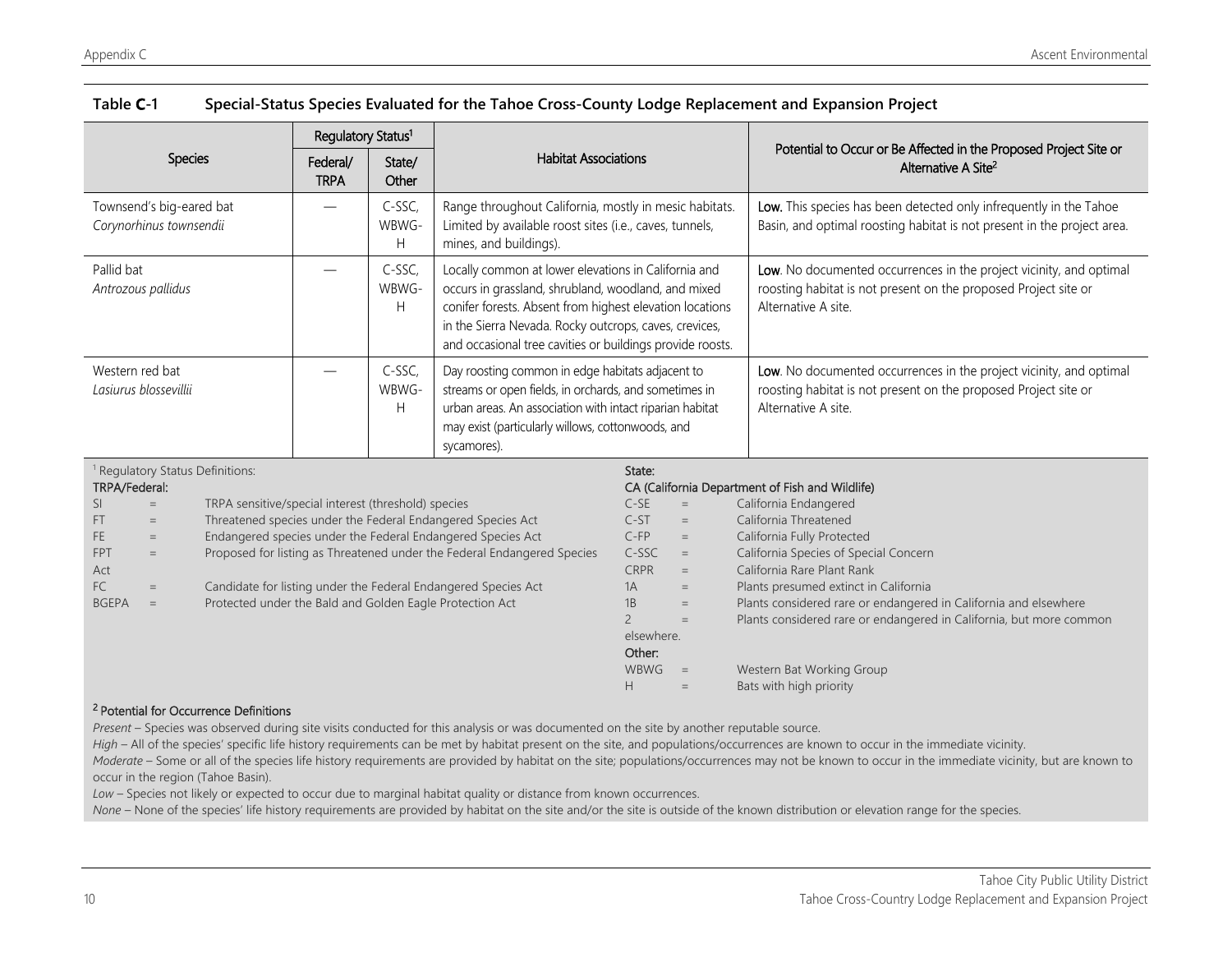**Table C-1 Special-Status Species Evaluated for the Tahoe Cross-County Lodge Replacement and Expansion Project**

| Species | Regulatory Status[1] | | Habitat Associations | Potential to Occur or Be Affected in the Proposed Project Site or Alternative A Site[2] |
|---|---|---|---|---|
| | Federal/ TRPA | State/ Other | | |
| Townsend's big-eared bat *Corynorhinus townsendii* | — | C-SSC, WBWG-H | Range throughout California, mostly in mesic habitats. Limited by available roost sites (i.e., caves, tunnels, mines, and buildings). | **Low.** This species has been detected only infrequently in the Tahoe Basin, and optimal roosting habitat is not present in the project area. |
| Pallid bat *Antrozous pallidus* | — | C-SSC, WBWG-H | Locally common at lower elevations in California and occurs in grassland, shrubland, woodland, and mixed conifer forests. Absent from highest elevation locations in the Sierra Nevada. Rocky outcrops, caves, crevices, and occasional tree cavities or buildings provide roosts. | **Low**. No documented occurrences in the project vicinity, and optimal roosting habitat is not present on the proposed Project site or Alternative A site. |
| Western red bat *Lasiurus blossevillii* | — | C-SSC, WBWG-H | Day roosting common in edge habitats adjacent to streams or open fields, in orchards, and sometimes in urban areas. An association with intact riparian habitat may exist (particularly willows, cottonwoods, and sycamores). | **Low**. No documented occurrences in the project vicinity, and optimal roosting habitat is not present on the proposed Project site or Alternative A site. |

[1] Regulatory Status Definitions:

**TRPA/Federal:**
- SI = TRPA sensitive/special interest (threshold) species
- FT = Threatened species under the Federal Endangered Species Act
- FE = Endangered species under the Federal Endangered Species Act
- FPT = Proposed for listing as Threatened under the Federal Endangered Species Act
- FC = Candidate for listing under the Federal Endangered Species Act
- BGEPA = Protected under the Bald and Golden Eagle Protection Act

**State:**

CA (California Department of Fish and Wildlife)
- C-SE = California Endangered
- C-ST = California Threatened
- C-FP = California Fully Protected
- C-SSC = California Species of Special Concern
- CRPR = California Rare Plant Rank
- 1A = Plants presumed extinct in California
- 1B = Plants considered rare or endangered in California and elsewhere
- 2 = Plants considered rare or endangered in California, but more common elsewhere.

**Other:**
- WBWG = Western Bat Working Group
- H = Bats with high priority

[2] **Potential for Occurrence Definitions**

*Present* – Species was observed during site visits conducted for this analysis or was documented on the site by another reputable source.

*High* – All of the species' specific life history requirements can be met by habitat present on the site, and populations/occurrences are known to occur in the immediate vicinity.

*Moderate* – Some or all of the species life history requirements are provided by habitat on the site; populations/occurrences may not be known to occur in the immediate vicinity, but are known to occur in the region (Tahoe Basin).

*Low* – Species not likely or expected to occur due to marginal habitat quality or distance from known occurrences.

*None* – None of the species' life history requirements are provided by habitat on the site and/or the site is outside of the known distribution or elevation range for the species.